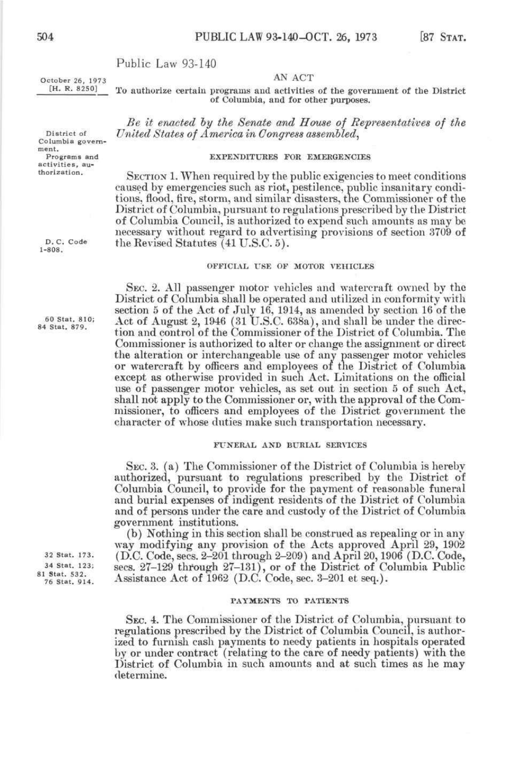# Public Law 93-140

October 26, 1973
[H. R. 8250]

AN ACT

To authorize certain programs and activities of the government of the District of Columbia, and for other purposes.

*Be it enacted by the Senate and House of Representatives of the United States of America in Congress assembled,*

District of Columbia government. Programs and activities, authorization.

## EXPENDITURES FOR EMERGENCIES

SECTION 1. When required by the public exigencies to meet conditions caused by emergencies such as riot, pestilence, public insanitary conditions, flood, fire, storm, and similar disasters, the Commissioner of the District of Columbia, pursuant to regulations prescribed by the District of Columbia Council, is authorized to expend such amounts as may be necessary without regard to advertising provisions of section 3709 of the Revised Statutes (41 U.S.C. 5).

D. C. Code 1-808.

## OFFICIAL USE OF MOTOR VEHICLES

SEC. 2. All passenger motor vehicles and watercraft owned by the District of Columbia shall be operated and utilized in conformity with section 5 of the Act of July 16, 1914, as amended by section 16 of the Act of August 2, 1946 (31 U.S.C. 638a), and shall be under the direction and control of the Commissioner of the District of Columbia. The Commissioner is authorized to alter or change the assignment or direct the alteration or interchangeable use of any passenger motor vehicles or watercraft by officers and employees of the District of Columbia except as otherwise provided in such Act. Limitations on the official use of passenger motor vehicles, as set out in section 5 of such Act, shall not apply to the Commissioner or, with the approval of the Commissioner, to officers and employees of the District government the character of whose duties make such transportation necessary.

60 Stat. 810; 84 Stat. 879.

## FUNERAL AND BURIAL SERVICES

SEC. 3. (a) The Commissioner of the District of Columbia is hereby authorized, pursuant to regulations prescribed by the District of Columbia Council, to provide for the payment of reasonable funeral and burial expenses of indigent residents of the District of Columbia and of persons under the care and custody of the District of Columbia government institutions.

(b) Nothing in this section shall be construed as repealing or in any way modifying any provision of the Acts approved April 29, 1902 (D.C. Code, secs. 2-201 through 2-209) and April 20, 1906 (D.C. Code, secs. 27-129 through 27-131), or of the District of Columbia Public Assistance Act of 1962 (D.C. Code, sec. 3-201 et seq.).

32 Stat. 173.
34 Stat. 123;
81 Stat. 532.
76 Stat. 914.

## PAYMENTS TO PATIENTS

SEC. 4. The Commissioner of the District of Columbia, pursuant to regulations prescribed by the District of Columbia Council, is authorized to furnish cash payments to needy patients in hospitals operated by or under contract (relating to the care of needy patients) with the District of Columbia in such amounts and at such times as he may determine.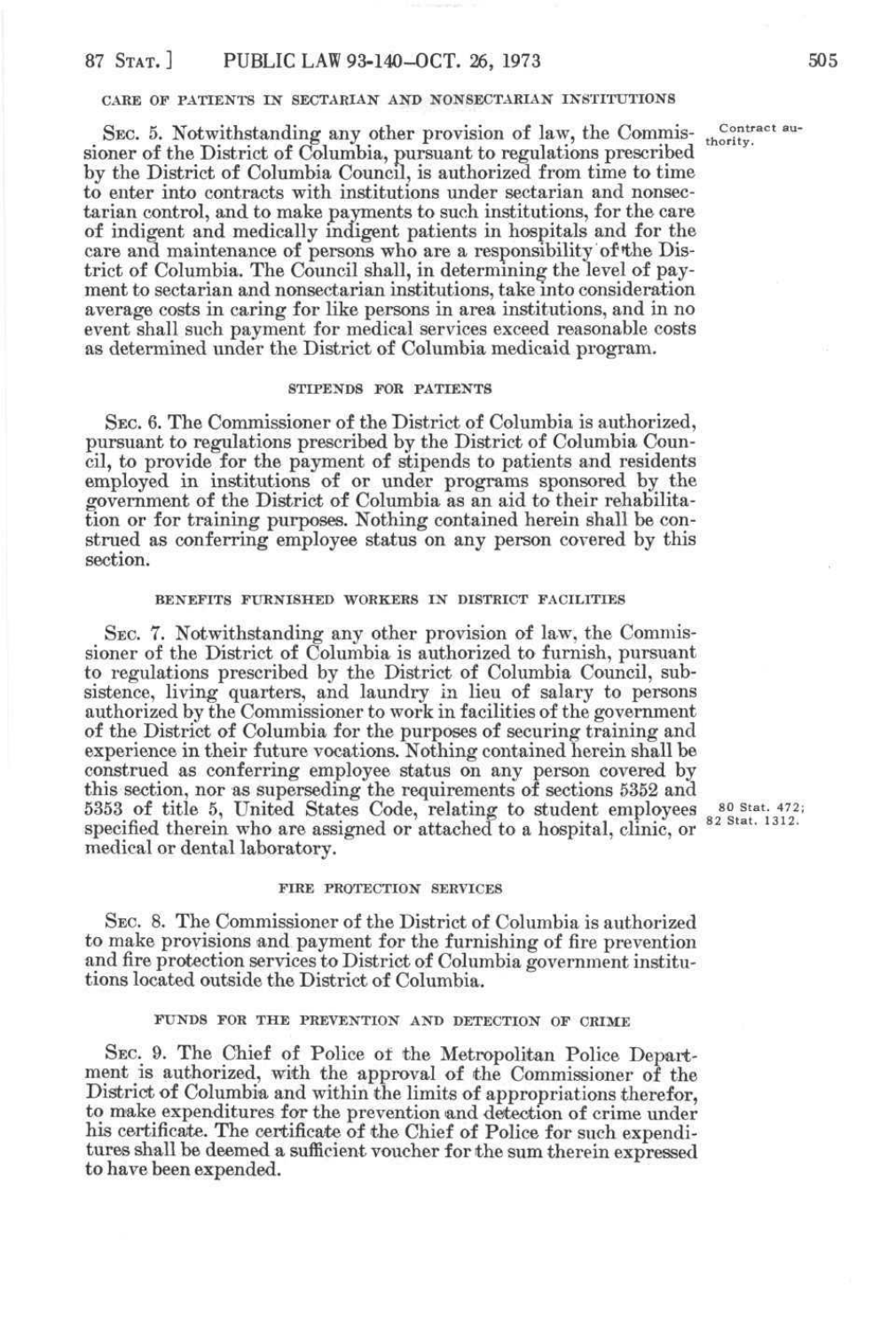### CARE OF PATIENTS IN SECTARIAN AND NONSECTARIAN INSTITUTIONS

SEC. 5. Notwithstanding any other provision of law, the Commissioner of the District of Columbia, pursuant to regulations prescribed by the District of Columbia Council, is authorized from time to time to enter into contracts with institutions under sectarian and nonsectarian control, and to make payments to such institutions, for the care of indigent and medically indigent patients in hospitals and for the care and maintenance of persons who are a responsibility of the District of Columbia. The Council shall, in determining the level of payment to sectarian and nonsectarian institutions, take into consideration average costs in caring for like persons in area institutions, and in no event shall such payment for medical services exceed reasonable costs as determined under the District of Columbia medicaid program.

Contract authority.

### STIPENDS FOR PATIENTS

SEC. 6. The Commissioner of the District of Columbia is authorized, pursuant to regulations prescribed by the District of Columbia Council, to provide for the payment of stipends to patients and residents employed in institutions of or under programs sponsored by the government of the District of Columbia as an aid to their rehabilitation or for training purposes. Nothing contained herein shall be construed as conferring employee status on any person covered by this section.

### BENEFITS FURNISHED WORKERS IN DISTRICT FACILITIES

SEC. 7. Notwithstanding any other provision of law, the Commissioner of the District of Columbia is authorized to furnish, pursuant to regulations prescribed by the District of Columbia Council, subsistence, living quarters, and laundry in lieu of salary to persons authorized by the Commissioner to work in facilities of the government of the District of Columbia for the purposes of securing training and experience in their future vocations. Nothing contained herein shall be construed as conferring employee status on any person covered by this section, nor as superseding the requirements of sections 5352 and 5353 of title 5, United States Code, relating to student employees specified therein who are assigned or attached to a hospital, clinic, or medical or dental laboratory.

80 Stat. 472; 82 Stat. 1312.

### FIRE PROTECTION SERVICES

SEC. 8. The Commissioner of the District of Columbia is authorized to make provisions and payment for the furnishing of fire prevention and fire protection services to District of Columbia government institutions located outside the District of Columbia.

### FUNDS FOR THE PREVENTION AND DETECTION OF CRIME

SEC. 9. The Chief of Police of the Metropolitan Police Department is authorized, with the approval of the Commissioner of the District of Columbia and within the limits of appropriations therefor, to make expenditures for the prevention and detection of crime under his certificate. The certificate of the Chief of Police for such expenditures shall be deemed a sufficient voucher for the sum therein expressed to have been expended.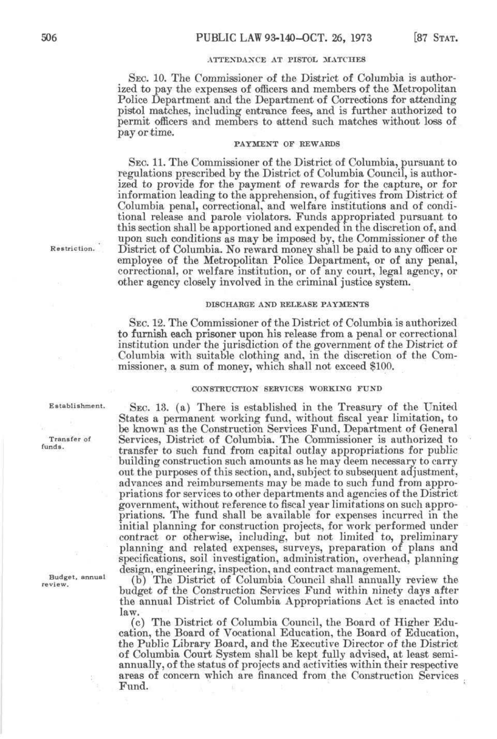### ATTENDANCE AT PISTOL MATCHES

SEC. 10. The Commissioner of the District of Columbia is authorized to pay the expenses of officers and members of the Metropolitan Police Department and the Department of Corrections for attending pistol matches, including entrance fees, and is further authorized to permit officers and members to attend such matches without loss of pay or time.

### PAYMENT OF REWARDS

SEC. 11. The Commissioner of the District of Columbia, pursuant to regulations prescribed by the District of Columbia Council, is authorized to provide for the payment of rewards for the capture, or for information leading to the apprehension, of fugitives from District of Columbia penal, correctional, and welfare institutions and of conditional release and parole violators. Funds appropriated pursuant to this section shall be apportioned and expended in the discretion of, and upon such conditions as may be imposed by, the Commissioner of the District of Columbia. No reward money shall be paid to any officer or employee of the Metropolitan Police Department, or of any penal, correctional, or welfare institution, or of any court, legal agency, or other agency closely involved in the criminal justice system.

Restriction.

### DISCHARGE AND RELEASE PAYMENTS

SEC. 12. The Commissioner of the District of Columbia is authorized to furnish each prisoner upon his release from a penal or correctional institution under the jurisdiction of the government of the District of Columbia with suitable clothing and, in the discretion of the Commissioner, a sum of money, which shall not exceed $100.

### CONSTRUCTION SERVICES WORKING FUND

Establishment.

SEC. 13. (a) There is established in the Treasury of the United States a permanent working fund, without fiscal year limitation, to be known as the Construction Services Fund, Department of General Services, District of Columbia. The Commissioner is authorized to transfer to such fund from capital outlay appropriations for public building construction such amounts as he may deem necessary to carry out the purposes of this section, and, subject to subsequent adjustment, advances and reimbursements may be made to such fund from appropriations for services to other departments and agencies of the District government, without reference to fiscal year limitations on such appropriations. The fund shall be available for expenses incurred in the initial planning for construction projects, for work performed under contract or otherwise, including, but not limited to, preliminary planning and related expenses, surveys, preparation of plans and specifications, soil investigation, administration, overhead, planning design, engineering, inspection, and contract management.

Transfer of funds.

Budget, annual review.

(b) The District of Columbia Council shall annually review the budget of the Construction Services Fund within ninety days after the annual District of Columbia Appropriations Act is enacted into law.

(c) The District of Columbia Council, the Board of Higher Education, the Board of Vocational Education, the Board of Education, the Public Library Board, and the Executive Director of the District of Columbia Court System shall be kept fully advised, at least semiannually, of the status of projects and activities within their respective areas of concern which are financed from the Construction Services Fund.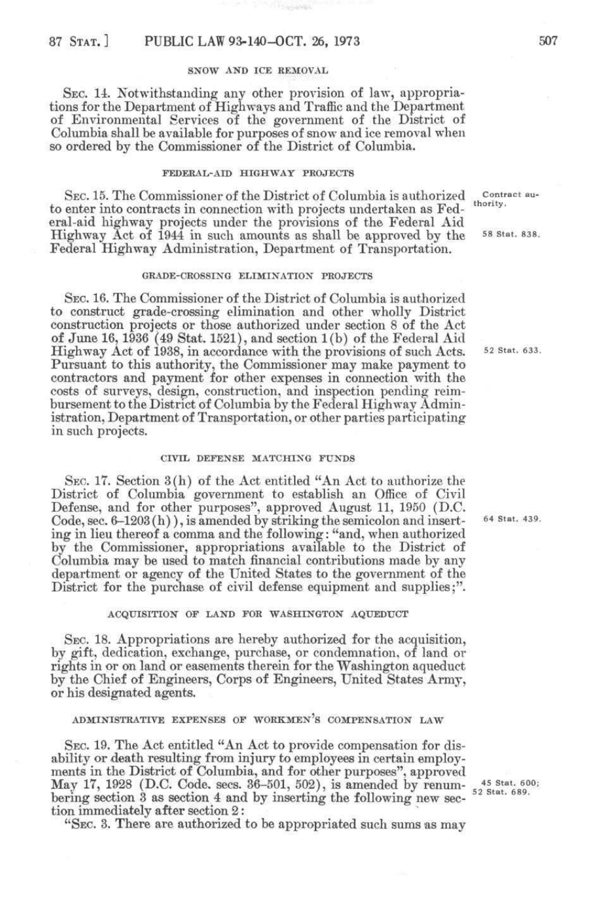SNOW AND ICE REMOVAL

SEC. 14. Notwithstanding any other provision of law, appropriations for the Department of Highways and Traffic and the Department of Environmental Services of the government of the District of Columbia shall be available for purposes of snow and ice removal when so ordered by the Commissioner of the District of Columbia.

FEDERAL-AID HIGHWAY PROJECTS

SEC. 15. The Commissioner of the District of Columbia is authorized to enter into contracts in connection with projects undertaken as Federal-aid highway projects under the provisions of the Federal Aid Highway Act of 1944 in such amounts as shall be approved by the Federal Highway Administration, Department of Transportation.

Contract authority.

58 Stat. 838.

GRADE-CROSSING ELIMINATION PROJECTS

SEC. 16. The Commissioner of the District of Columbia is authorized to construct grade-crossing elimination and other wholly District construction projects or those authorized under section 8 of the Act of June 16, 1936 (49 Stat. 1521), and section 1(b) of the Federal Aid Highway Act of 1938, in accordance with the provisions of such Acts. Pursuant to this authority, the Commissioner may make payment to contractors and payment for other expenses in connection with the costs of surveys, design, construction, and inspection pending reimbursement to the District of Columbia by the Federal Highway Administration, Department of Transportation, or other parties participating in such projects.

52 Stat. 633.

CIVIL DEFENSE MATCHING FUNDS

SEC. 17. Section 3(h) of the Act entitled "An Act to authorize the District of Columbia government to establish an Office of Civil Defense, and for other purposes", approved August 11, 1950 (D.C. Code, sec. 6–1203(h)), is amended by striking the semicolon and inserting in lieu thereof a comma and the following: "and, when authorized by the Commissioner, appropriations available to the District of Columbia may be used to match financial contributions made by any department or agency of the United States to the government of the District for the purchase of civil defense equipment and supplies;".

64 Stat. 439.

ACQUISITION OF LAND FOR WASHINGTON AQUEDUCT

SEC. 18. Appropriations are hereby authorized for the acquisition, by gift, dedication, exchange, purchase, or condemnation, of land or rights in or on land or easements therein for the Washington aqueduct by the Chief of Engineers, Corps of Engineers, United States Army, or his designated agents.

ADMINISTRATIVE EXPENSES OF WORKMEN'S COMPENSATION LAW

SEC. 19. The Act entitled "An Act to provide compensation for disability or death resulting from injury to employees in certain employments in the District of Columbia, and for other purposes", approved May 17, 1928 (D.C. Code. secs. 36–501, 502), is amended by renumbering section 3 as section 4 and by inserting the following new section immediately after section 2:

45 Stat. 600; 52 Stat. 689.

"SEC. 3. There are authorized to be appropriated such sums as may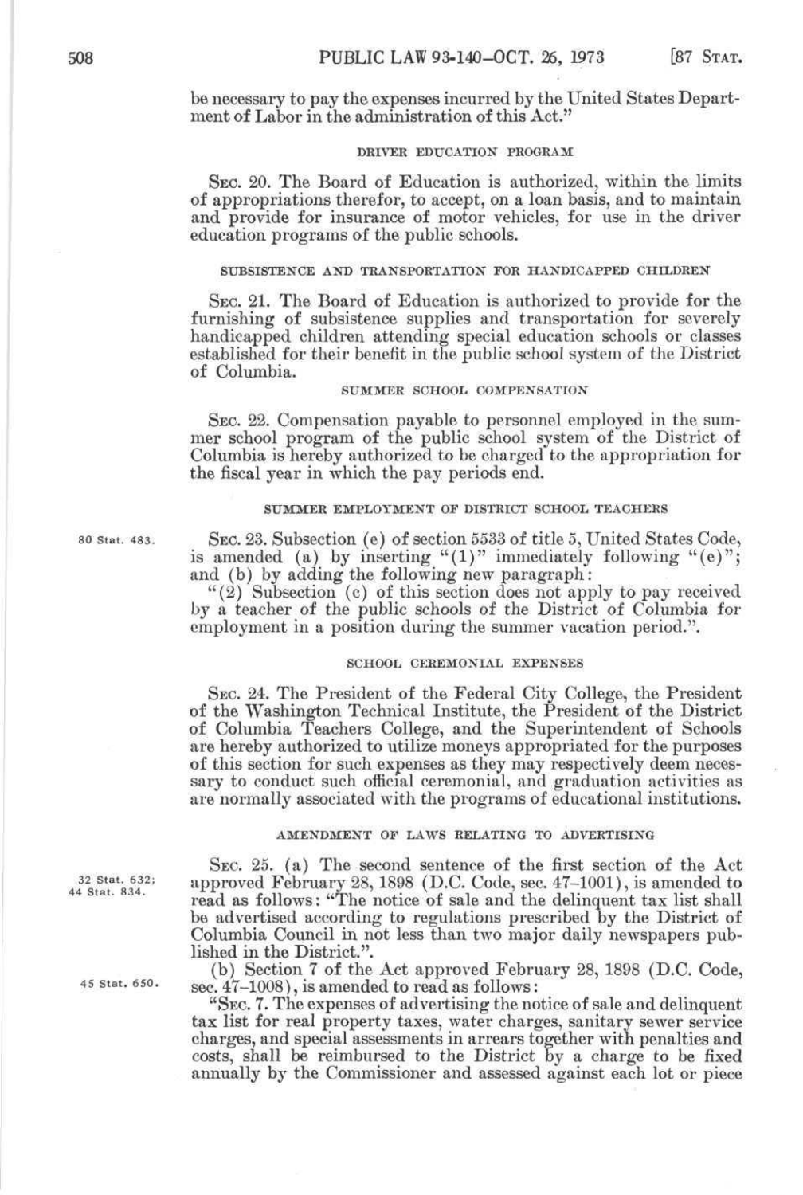be necessary to pay the expenses incurred by the United States Department of Labor in the administration of this Act."

DRIVER EDUCATION PROGRAM

SEC. 20. The Board of Education is authorized, within the limits of appropriations therefor, to accept, on a loan basis, and to maintain and provide for insurance of motor vehicles, for use in the driver education programs of the public schools.

SUBSISTENCE AND TRANSPORTATION FOR HANDICAPPED CHILDREN

SEC. 21. The Board of Education is authorized to provide for the furnishing of subsistence supplies and transportation for severely handicapped children attending special education schools or classes established for their benefit in the public school system of the District of Columbia.

SUMMER SCHOOL COMPENSATION

SEC. 22. Compensation payable to personnel employed in the summer school program of the public school system of the District of Columbia is hereby authorized to be charged to the appropriation for the fiscal year in which the pay periods end.

SUMMER EMPLOYMENT OF DISTRICT SCHOOL TEACHERS

80 Stat. 483.

SEC. 23. Subsection (e) of section 5533 of title 5, United States Code, is amended (a) by inserting "(1)" immediately following "(e)"; and (b) by adding the following new paragraph:

"(2) Subsection (c) of this section does not apply to pay received by a teacher of the public schools of the District of Columbia for employment in a position during the summer vacation period.".

SCHOOL CEREMONIAL EXPENSES

SEC. 24. The President of the Federal City College, the President of the Washington Technical Institute, the President of the District of Columbia Teachers College, and the Superintendent of Schools are hereby authorized to utilize moneys appropriated for the purposes of this section for such expenses as they may respectively deem necessary to conduct such official ceremonial, and graduation activities as are normally associated with the programs of educational institutions.

AMENDMENT OF LAWS RELATING TO ADVERTISING

32 Stat. 632; 44 Stat. 834.

SEC. 25. (a) The second sentence of the first section of the Act approved February 28, 1898 (D.C. Code, sec. 47-1001), is amended to read as follows: "The notice of sale and the delinquent tax list shall be advertised according to regulations prescribed by the District of Columbia Council in not less than two major daily newspapers published in the District.".

45 Stat. 650.

(b) Section 7 of the Act approved February 28, 1898 (D.C. Code, sec. 47-1008), is amended to read as follows:

"SEC. 7. The expenses of advertising the notice of sale and delinquent tax list for real property taxes, water charges, sanitary sewer service charges, and special assessments in arrears together with penalties and costs, shall be reimbursed to the District by a charge to be fixed annually by the Commissioner and assessed against each lot or piece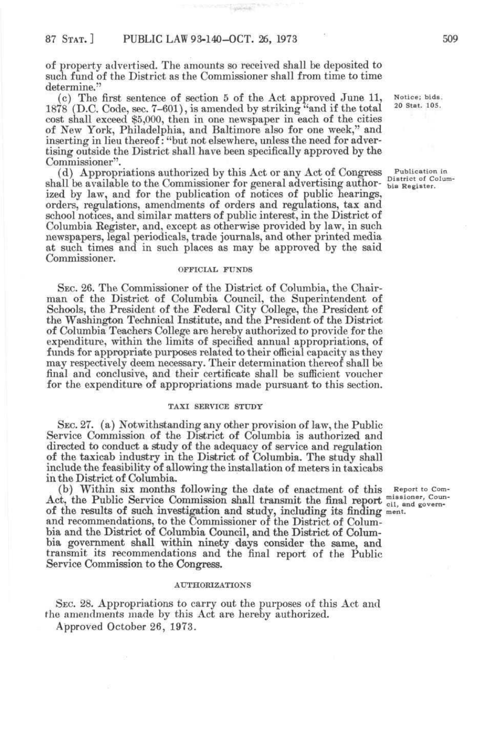of property advertised. The amounts so received shall be deposited to such fund of the District as the Commissioner shall from time to time determine."

(c) The first sentence of section 5 of the Act approved June 11, 1878 (D.C. Code, sec. 7-601), is amended by striking "and if the total cost shall exceed $5,000, then in one newspaper in each of the cities of New York, Philadelphia, and Baltimore also for one week," and inserting in lieu thereof: "but not elsewhere, unless the need for advertising outside the District shall have been specifically approved by the Commissioner".

Notice; bids. 20 Stat. 105.

(d) Appropriations authorized by this Act or any Act of Congress shall be available to the Commissioner for general advertising authorized by law, and for the publication of notices of public hearings, orders, regulations, amendments of orders and regulations, tax and school notices, and similar matters of public interest, in the District of Columbia Register, and, except as otherwise provided by law, in such newspapers, legal periodicals, trade journals, and other printed media at such times and in such places as may be approved by the said Commissioner.

Publication in District of Columbia Register.

OFFICIAL FUNDS

SEC. 26. The Commissioner of the District of Columbia, the Chairman of the District of Columbia Council, the Superintendent of Schools, the President of the Federal City College, the President of the Washington Technical Institute, and the President of the District of Columbia Teachers College are hereby authorized to provide for the expenditure, within the limits of specified annual appropriations, of funds for appropriate purposes related to their official capacity as they may respectively deem necessary. Their determination thereof shall be final and conclusive, and their certificate shall be sufficient voucher for the expenditure of appropriations made pursuant to this section.

TAXI SERVICE STUDY

SEC. 27. (a) Notwithstanding any other provision of law, the Public Service Commission of the District of Columbia is authorized and directed to conduct a study of the adequacy of service and regulation of the taxicab industry in the District of Columbia. The study shall include the feasibility of allowing the installation of meters in taxicabs in the District of Columbia.

(b) Within six months following the date of enactment of this Act, the Public Service Commission shall transmit the final report of the results of such investigation and study, including its finding and recommendations, to the Commissioner of the District of Columbia and the District of Columbia Council, and the District of Columbia government shall within ninety days consider the same, and transmit its recommendations and the final report of the Public Service Commission to the Congress.

Report to Commissioner, Council, and government.

AUTHORIZATIONS

SEC. 28. Appropriations to carry out the purposes of this Act and the amendments made by this Act are hereby authorized.

Approved October 26, 1973.